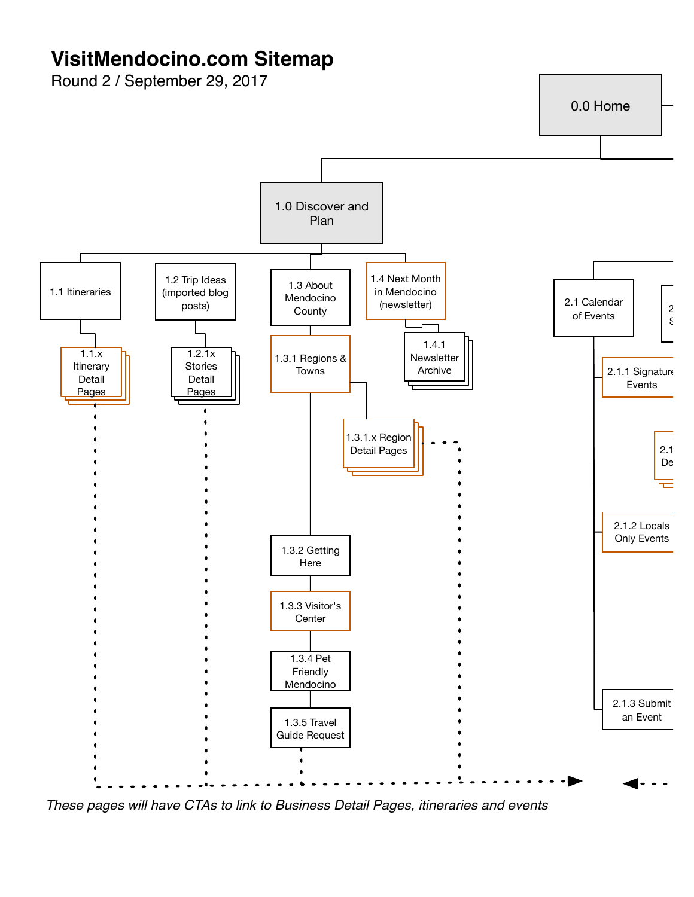# VisitMendocino.com Sitemap

Round 2 / September 29, 2017

- 0.0 Home
  - 1.0 Discover and Plan
    - 1.1 Itineraries
      - 1.1.x Itinerary Detail Pages
    - 1.2 Trip Ideas (imported blog posts)
      - 1.2.1x Stories Detail Pages
    - 1.3 About Mendocino County
      - 1.3.1 Regions & Towns
        - 1.3.1.x Region Detail Pages
      - 1.3.2 Getting Here
      - 1.3.3 Visitor's Center
      - 1.3.4 Pet Friendly Mendocino
      - 1.3.5 Travel Guide Request
    - 1.4 Next Month in Mendocino (newsletter)
      - 1.4.1 Newsletter Archive
  - 2.1 Calendar of Events
    - 2.1.1 Signature Events
      - 2.1 De
    - 2.1.2 Locals Only Events
    - 2.1.3 Submit an Event
  - 2 S

*These pages will have CTAs to link to Business Detail Pages, itineraries and events*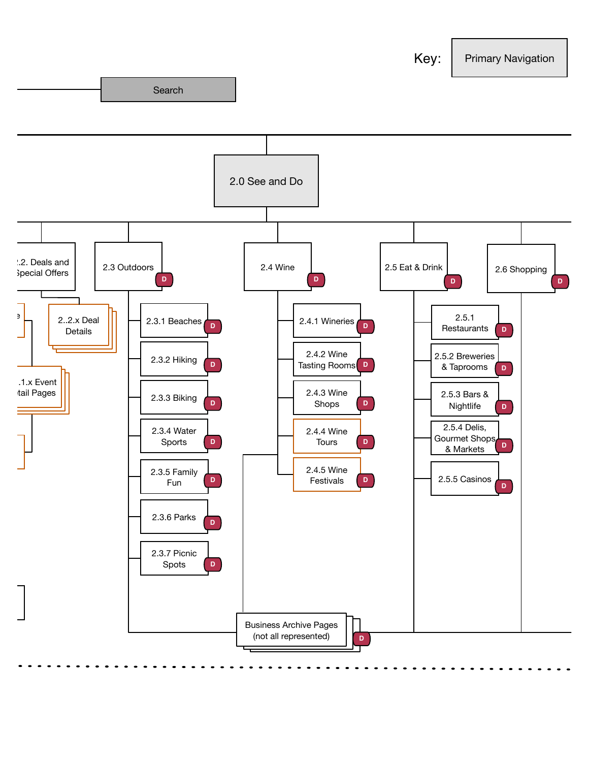Key: Primary Navigation

Search

# 2.0 See and Do

- .2. Deals and Special Offers
  - 2..2.x Deal Details
  - .1.x Event tail Pages
- 2.3 Outdoors D
  - 2.3.1 Beaches D
  - 2.3.2 Hiking D
  - 2.3.3 Biking D
  - 2.3.4 Water Sports D
  - 2.3.5 Family Fun D
  - 2.3.6 Parks D
  - 2.3.7 Picnic Spots D
- 2.4 Wine D
  - 2.4.1 Wineries D
  - 2.4.2 Wine Tasting Rooms D
  - 2.4.3 Wine Shops D
  - 2.4.4 Wine Tours D
  - 2.4.5 Wine Festivals D
- 2.5 Eat & Drink D
  - 2.5.1 Restaurants D
  - 2.5.2 Breweries & Taprooms D
  - 2.5.3 Bars & Nightlife D
  - 2.5.4 Delis, Gourmet Shops & Markets D
  - 2.5.5 Casinos D
- 2.6 Shopping D

Business Archive Pages (not all represented) D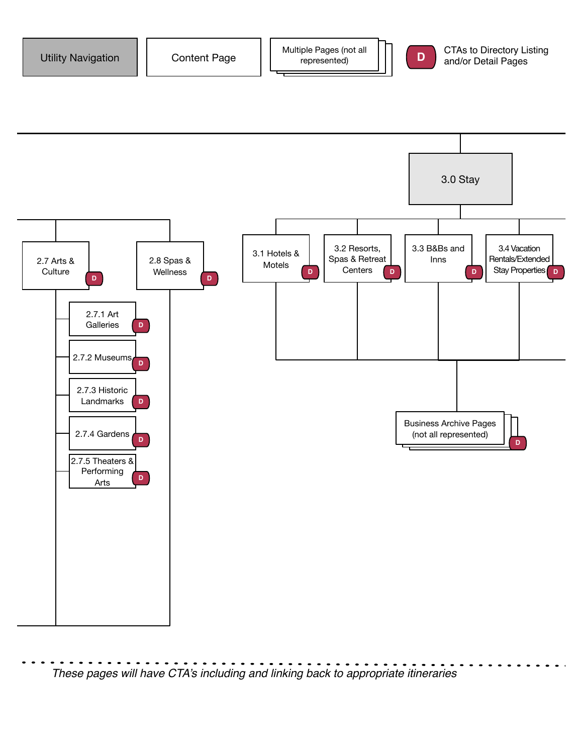Utility Navigation

Content Page

Multiple Pages (not all represented)

D — CTAs to Directory Listing and/or Detail Pages

- 2.7 Arts & Culture (D)
  - 2.7.1 Art Galleries (D)
  - 2.7.2 Museums (D)
  - 2.7.3 Historic Landmarks (D)
  - 2.7.4 Gardens (D)
  - 2.7.5 Theaters & Performing Arts (D)
- 2.8 Spas & Wellness (D)

- 3.0 Stay
  - 3.1 Hotels & Motels (D)
  - 3.2 Resorts, Spas & Retreat Centers (D)
  - 3.3 B&Bs and Inns (D)
  - 3.4 Vacation Rentals/Extended Stay Properties (D)
    - Business Archive Pages (not all represented) (D)

*These pages will have CTA's including and linking back to appropriate itineraries*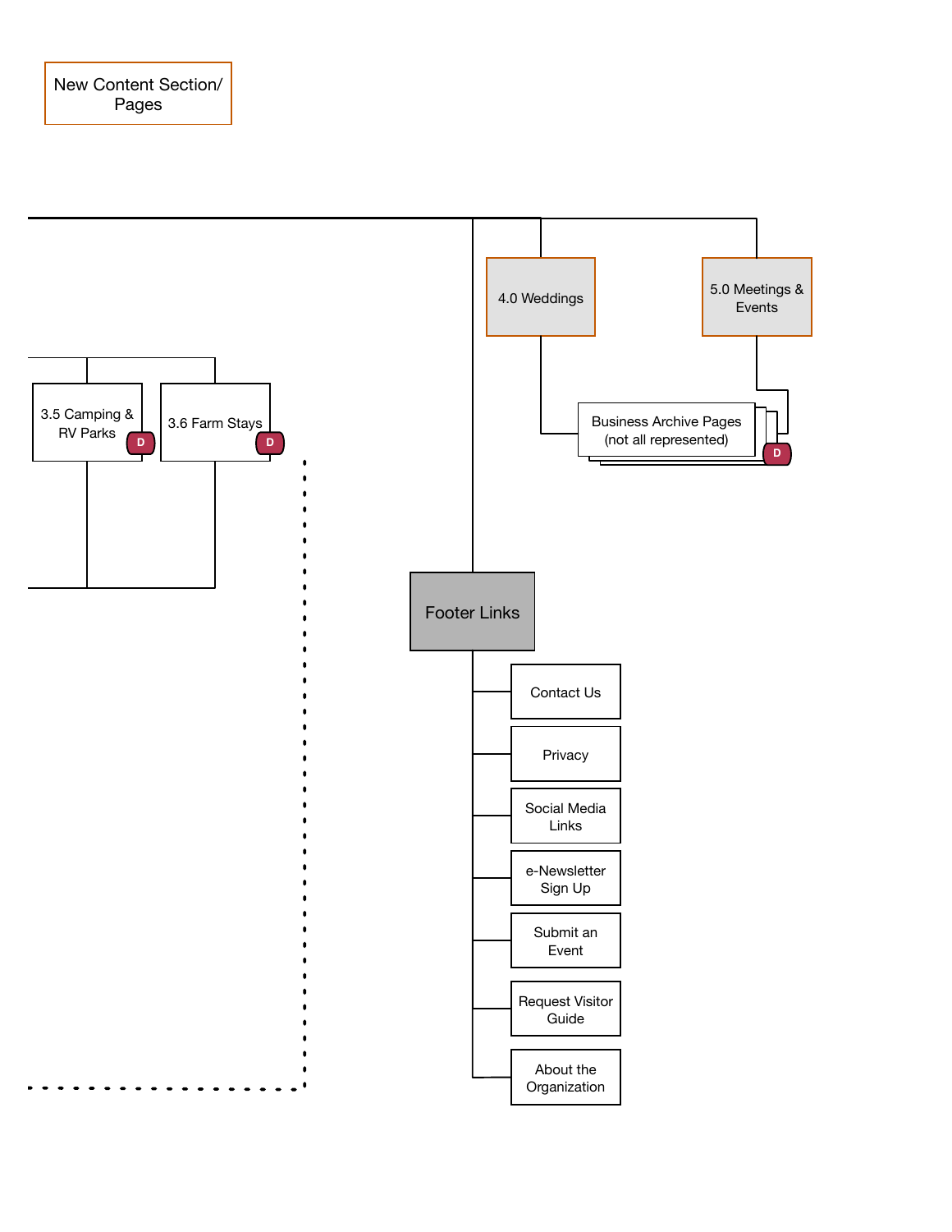New Content Section/ Pages

4.0 Weddings

5.0 Meetings & Events

3.5 Camping & RV Parks

D

3.6 Farm Stays

D

Business Archive Pages (not all represented)

D

Footer Links

Contact Us

Privacy

Social Media Links

e-Newsletter Sign Up

Submit an Event

Request Visitor Guide

About the Organization